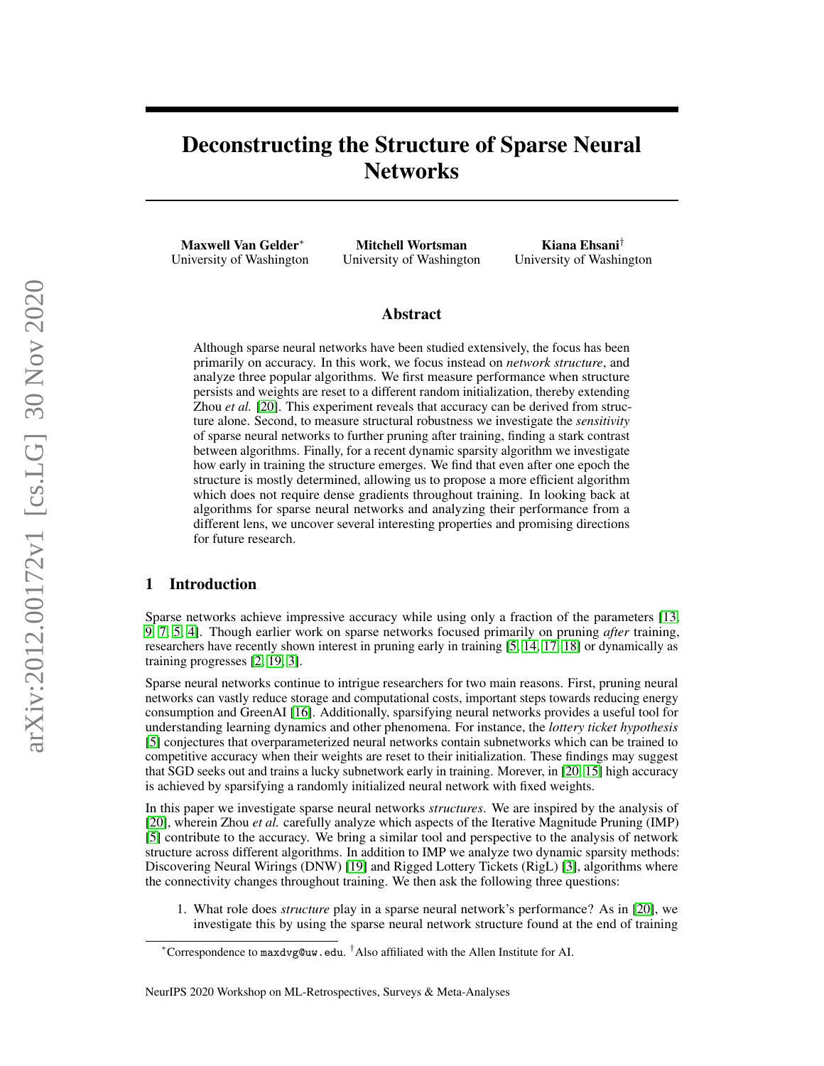# Deconstructing the Structure of Sparse Neural Networks

**Maxwell Van Gelder**[*]
University of Washington

**Mitchell Wortsman**
University of Washington

**Kiana Ehsani**[†]
University of Washington

## Abstract

Although sparse neural networks have been studied extensively, the focus has been primarily on accuracy. In this work, we focus instead on *network structure*, and analyze three popular algorithms. We first measure performance when structure persists and weights are reset to a different random initialization, thereby extending Zhou *et al.* [20]. This experiment reveals that accuracy can be derived from structure alone. Second, to measure structural robustness we investigate the *sensitivity* of sparse neural networks to further pruning after training, finding a stark contrast between algorithms. Finally, for a recent dynamic sparsity algorithm we investigate how early in training the structure emerges. We find that even after one epoch the structure is mostly determined, allowing us to propose a more efficient algorithm which does not require dense gradients throughout training. In looking back at algorithms for sparse neural networks and analyzing their performance from a different lens, we uncover several interesting properties and promising directions for future research.

## 1 Introduction

Sparse networks achieve impressive accuracy while using only a fraction of the parameters [13, 9, 7, 5, 4]. Though earlier work on sparse networks focused primarily on pruning *after* training, researchers have recently shown interest in pruning early in training [5, 14, 17, 18] or dynamically as training progresses [2, 19, 3].

Sparse neural networks continue to intrigue researchers for two main reasons. First, pruning neural networks can vastly reduce storage and computational costs, important steps towards reducing energy consumption and GreenAI [16]. Additionally, sparsifying neural networks provides a useful tool for understanding learning dynamics and other phenomena. For instance, the *lottery ticket hypothesis* [5] conjectures that overparameterized neural networks contain subnetworks which can be trained to competitive accuracy when their weights are reset to their initialization. These findings may suggest that SGD seeks out and trains a lucky subnetwork early in training. Morever, in [20, 15] high accuracy is achieved by sparsifying a randomly initialized neural network with fixed weights.

In this paper we investigate sparse neural networks *structures*. We are inspired by the analysis of [20], wherein Zhou *et al.* carefully analyze which aspects of the Iterative Magnitude Pruning (IMP) [5] contribute to the accuracy. We bring a similar tool and perspective to the analysis of network structure across different algorithms. In addition to IMP we analyze two dynamic sparsity methods: Discovering Neural Wirings (DNW) [19] and Rigged Lottery Tickets (RigL) [3], algorithms where the connectivity changes throughout training. We then ask the following three questions:

1. What role does *structure* play in a sparse neural network's performance? As in [20], we investigate this by using the sparse neural network structure found at the end of training

[*]Correspondence to maxdvg@uw.edu. [†]Also affiliated with the Allen Institute for AI.

NeurIPS 2020 Workshop on ML-Retrospectives, Surveys & Meta-Analyses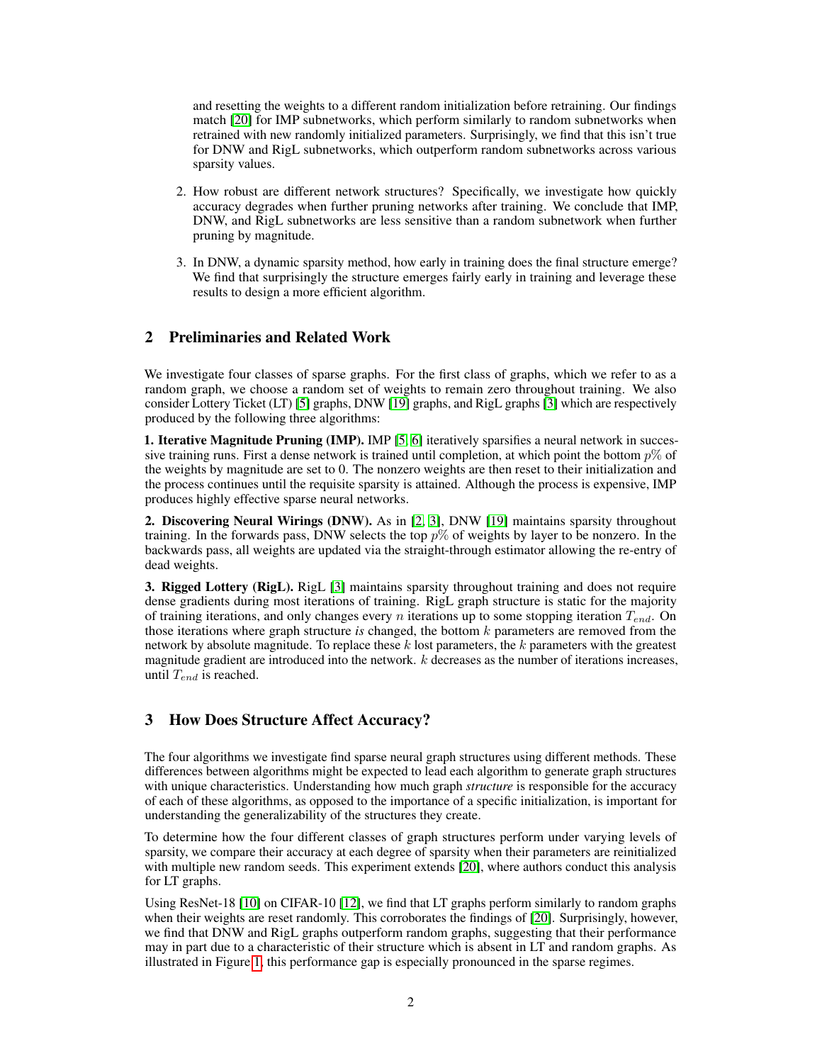and resetting the weights to a different random initialization before retraining. Our findings match [20] for IMP subnetworks, which perform similarly to random subnetworks when retrained with new randomly initialized parameters. Surprisingly, we find that this isn't true for DNW and RigL subnetworks, which outperform random subnetworks across various sparsity values.

2. How robust are different network structures? Specifically, we investigate how quickly accuracy degrades when further pruning networks after training. We conclude that IMP, DNW, and RigL subnetworks are less sensitive than a random subnetwork when further pruning by magnitude.

3. In DNW, a dynamic sparsity method, how early in training does the final structure emerge? We find that surprisingly the structure emerges fairly early in training and leverage these results to design a more efficient algorithm.

## 2 Preliminaries and Related Work

We investigate four classes of sparse graphs. For the first class of graphs, which we refer to as a random graph, we choose a random set of weights to remain zero throughout training. We also consider Lottery Ticket (LT) [5] graphs, DNW [19] graphs, and RigL graphs [3] which are respectively produced by the following three algorithms:

**1. Iterative Magnitude Pruning (IMP).** IMP [5, 6] iteratively sparsifies a neural network in successive training runs. First a dense network is trained until completion, at which point the bottom $p\%$ of the weights by magnitude are set to 0. The nonzero weights are then reset to their initialization and the process continues until the requisite sparsity is attained. Although the process is expensive, IMP produces highly effective sparse neural networks.

**2. Discovering Neural Wirings (DNW).** As in [2, 3], DNW [19] maintains sparsity throughout training. In the forwards pass, DNW selects the top $p\%$ of weights by layer to be nonzero. In the backwards pass, all weights are updated via the straight-through estimator allowing the re-entry of dead weights.

**3. Rigged Lottery (RigL).** RigL [3] maintains sparsity throughout training and does not require dense gradients during most iterations of training. RigL graph structure is static for the majority of training iterations, and only changes every $n$ iterations up to some stopping iteration $T_{end}$. On those iterations where graph structure *is* changed, the bottom $k$ parameters are removed from the network by absolute magnitude. To replace these $k$ lost parameters, the $k$ parameters with the greatest magnitude gradient are introduced into the network. $k$ decreases as the number of iterations increases, until $T_{end}$ is reached.

## 3 How Does Structure Affect Accuracy?

The four algorithms we investigate find sparse neural graph structures using different methods. These differences between algorithms might be expected to lead each algorithm to generate graph structures with unique characteristics. Understanding how much graph *structure* is responsible for the accuracy of each of these algorithms, as opposed to the importance of a specific initialization, is important for understanding the generalizability of the structures they create.

To determine how the four different classes of graph structures perform under varying levels of sparsity, we compare their accuracy at each degree of sparsity when their parameters are reinitialized with multiple new random seeds. This experiment extends [20], where authors conduct this analysis for LT graphs.

Using ResNet-18 [10] on CIFAR-10 [12], we find that LT graphs perform similarly to random graphs when their weights are reset randomly. This corroborates the findings of [20]. Surprisingly, however, we find that DNW and RigL graphs outperform random graphs, suggesting that their performance may in part due to a characteristic of their structure which is absent in LT and random graphs. As illustrated in Figure 1, this performance gap is especially pronounced in the sparse regimes.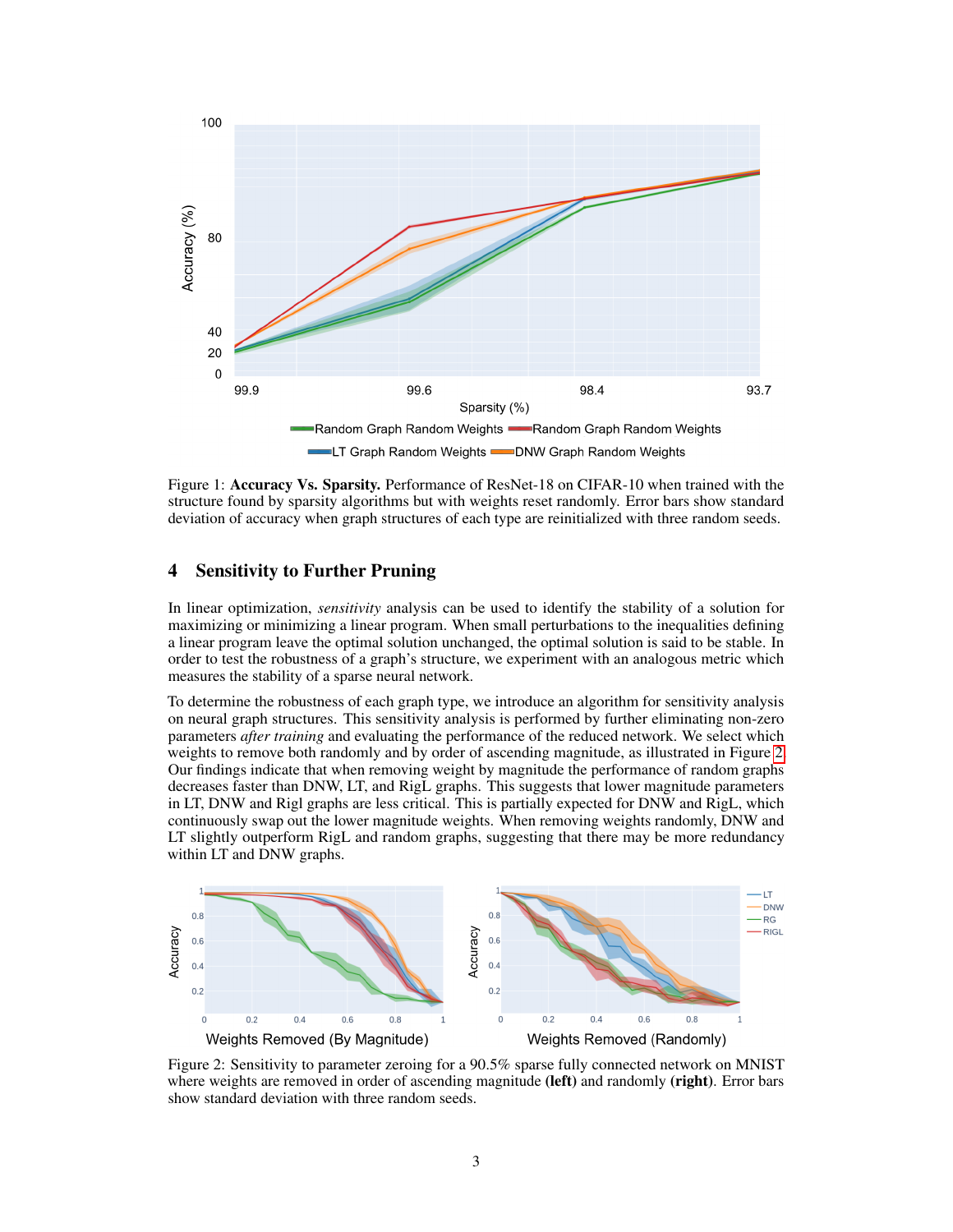Figure 1: **Accuracy Vs. Sparsity.** Performance of ResNet-18 on CIFAR-10 when trained with the structure found by sparsity algorithms but with weights reset randomly. Error bars show standard deviation of accuracy when graph structures of each type are reinitialized with three random seeds.

## 4 Sensitivity to Further Pruning

In linear optimization, *sensitivity* analysis can be used to identify the stability of a solution for maximizing or minimizing a linear program. When small perturbations to the inequalities defining a linear program leave the optimal solution unchanged, the optimal solution is said to be stable. In order to test the robustness of a graph's structure, we experiment with an analogous metric which measures the stability of a sparse neural network.

To determine the robustness of each graph type, we introduce an algorithm for sensitivity analysis on neural graph structures. This sensitivity analysis is performed by further eliminating non-zero parameters *after training* and evaluating the performance of the reduced network. We select which weights to remove both randomly and by order of ascending magnitude, as illustrated in Figure 2. Our findings indicate that when removing weight by magnitude the performance of random graphs decreases faster than DNW, LT, and RigL graphs. This suggests that lower magnitude parameters in LT, DNW and Rigl graphs are less critical. This is partially expected for DNW and RigL, which continuously swap out the lower magnitude weights. When removing weights randomly, DNW and LT slightly outperform RigL and random graphs, suggesting that there may be more redundancy within LT and DNW graphs.

Figure 2: Sensitivity to parameter zeroing for a 90.5% sparse fully connected network on MNIST where weights are removed in order of ascending magnitude **(left)** and randomly **(right)**. Error bars show standard deviation with three random seeds.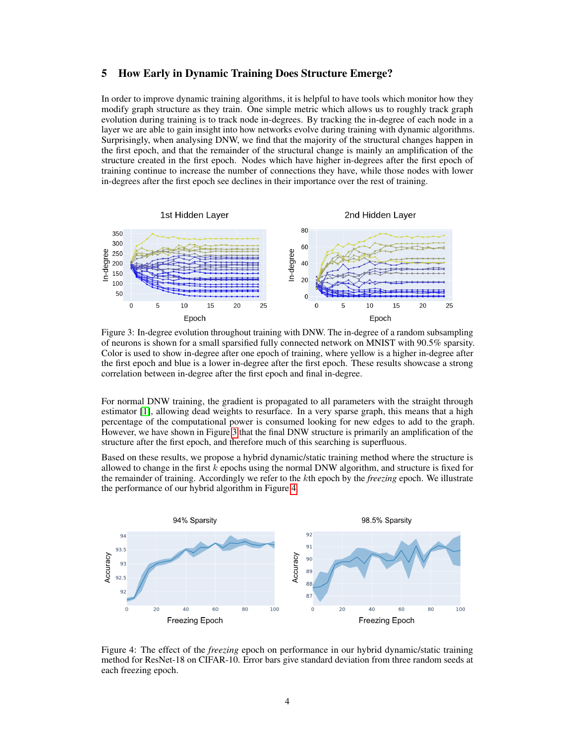## 5 How Early in Dynamic Training Does Structure Emerge?

In order to improve dynamic training algorithms, it is helpful to have tools which monitor how they modify graph structure as they train. One simple metric which allows us to roughly track graph evolution during training is to track node in-degrees. By tracking the in-degree of each node in a layer we are able to gain insight into how networks evolve during training with dynamic algorithms. Surprisingly, when analysing DNW, we find that the majority of the structural changes happen in the first epoch, and that the remainder of the structural change is mainly an amplification of the structure created in the first epoch. Nodes which have higher in-degrees after the first epoch of training continue to increase the number of connections they have, while those nodes with lower in-degrees after the first epoch see declines in their importance over the rest of training.

Figure 3: In-degree evolution throughout training with DNW. The in-degree of a random subsampling of neurons is shown for a small sparsified fully connected network on MNIST with 90.5% sparsity. Color is used to show in-degree after one epoch of training, where yellow is a higher in-degree after the first epoch and blue is a lower in-degree after the first epoch. These results showcase a strong correlation between in-degree after the first epoch and final in-degree.

For normal DNW training, the gradient is propagated to all parameters with the straight through estimator [1], allowing dead weights to resurface. In a very sparse graph, this means that a high percentage of the computational power is consumed looking for new edges to add to the graph. However, we have shown in Figure 3 that the final DNW structure is primarily an amplification of the structure after the first epoch, and therefore much of this searching is superfluous.

Based on these results, we propose a hybrid dynamic/static training method where the structure is allowed to change in the first $k$ epochs using the normal DNW algorithm, and structure is fixed for the remainder of training. Accordingly we refer to the $k$th epoch by the *freezing* epoch. We illustrate the performance of our hybrid algorithm in Figure 4.

Figure 4: The effect of the *freezing* epoch on performance in our hybrid dynamic/static training method for ResNet-18 on CIFAR-10. Error bars give standard deviation from three random seeds at each freezing epoch.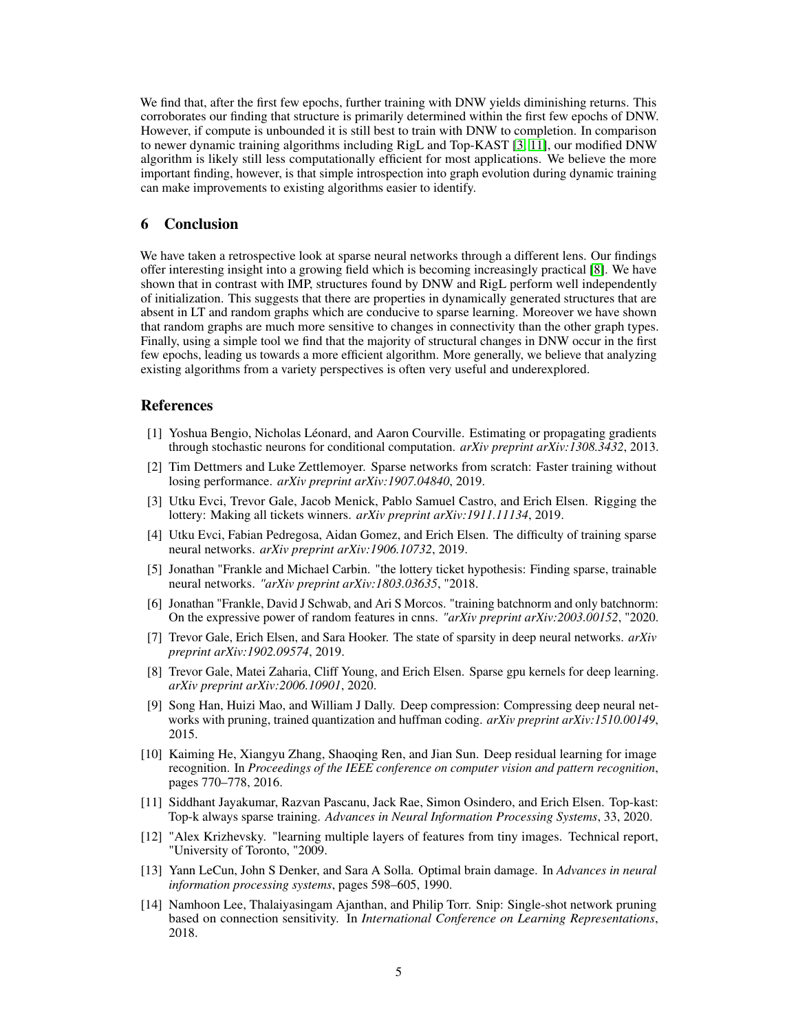We find that, after the first few epochs, further training with DNW yields diminishing returns. This corroborates our finding that structure is primarily determined within the first few epochs of DNW. However, if compute is unbounded it is still best to train with DNW to completion. In comparison to newer dynamic training algorithms including RigL and Top-KAST [3, 11], our modified DNW algorithm is likely still less computationally efficient for most applications. We believe the more important finding, however, is that simple introspection into graph evolution during dynamic training can make improvements to existing algorithms easier to identify.

## 6 Conclusion

We have taken a retrospective look at sparse neural networks through a different lens. Our findings offer interesting insight into a growing field which is becoming increasingly practical [8]. We have shown that in contrast with IMP, structures found by DNW and RigL perform well independently of initialization. This suggests that there are properties in dynamically generated structures that are absent in LT and random graphs which are conducive to sparse learning. Moreover we have shown that random graphs are much more sensitive to changes in connectivity than the other graph types. Finally, using a simple tool we find that the majority of structural changes in DNW occur in the first few epochs, leading us towards a more efficient algorithm. More generally, we believe that analyzing existing algorithms from a variety perspectives is often very useful and underexplored.

## References

[1] Yoshua Bengio, Nicholas Léonard, and Aaron Courville. Estimating or propagating gradients through stochastic neurons for conditional computation. *arXiv preprint arXiv:1308.3432*, 2013.

[2] Tim Dettmers and Luke Zettlemoyer. Sparse networks from scratch: Faster training without losing performance. *arXiv preprint arXiv:1907.04840*, 2019.

[3] Utku Evci, Trevor Gale, Jacob Menick, Pablo Samuel Castro, and Erich Elsen. Rigging the lottery: Making all tickets winners. *arXiv preprint arXiv:1911.11134*, 2019.

[4] Utku Evci, Fabian Pedregosa, Aidan Gomez, and Erich Elsen. The difficulty of training sparse neural networks. *arXiv preprint arXiv:1906.10732*, 2019.

[5] Jonathan "Frankle and Michael Carbin. "the lottery ticket hypothesis: Finding sparse, trainable neural networks. *"arXiv preprint arXiv:1803.03635*, "2018.

[6] Jonathan "Frankle, David J Schwab, and Ari S Morcos. "training batchnorm and only batchnorm: On the expressive power of random features in cnns. *"arXiv preprint arXiv:2003.00152*, "2020.

[7] Trevor Gale, Erich Elsen, and Sara Hooker. The state of sparsity in deep neural networks. *arXiv preprint arXiv:1902.09574*, 2019.

[8] Trevor Gale, Matei Zaharia, Cliff Young, and Erich Elsen. Sparse gpu kernels for deep learning. *arXiv preprint arXiv:2006.10901*, 2020.

[9] Song Han, Huizi Mao, and William J Dally. Deep compression: Compressing deep neural networks with pruning, trained quantization and huffman coding. *arXiv preprint arXiv:1510.00149*, 2015.

[10] Kaiming He, Xiangyu Zhang, Shaoqing Ren, and Jian Sun. Deep residual learning for image recognition. In *Proceedings of the IEEE conference on computer vision and pattern recognition*, pages 770–778, 2016.

[11] Siddhant Jayakumar, Razvan Pascanu, Jack Rae, Simon Osindero, and Erich Elsen. Top-kast: Top-k always sparse training. *Advances in Neural Information Processing Systems*, 33, 2020.

[12] "Alex Krizhevsky. "learning multiple layers of features from tiny images. Technical report, "University of Toronto, "2009.

[13] Yann LeCun, John S Denker, and Sara A Solla. Optimal brain damage. In *Advances in neural information processing systems*, pages 598–605, 1990.

[14] Namhoon Lee, Thalaiyasingam Ajanthan, and Philip Torr. Snip: Single-shot network pruning based on connection sensitivity. In *International Conference on Learning Representations*, 2018.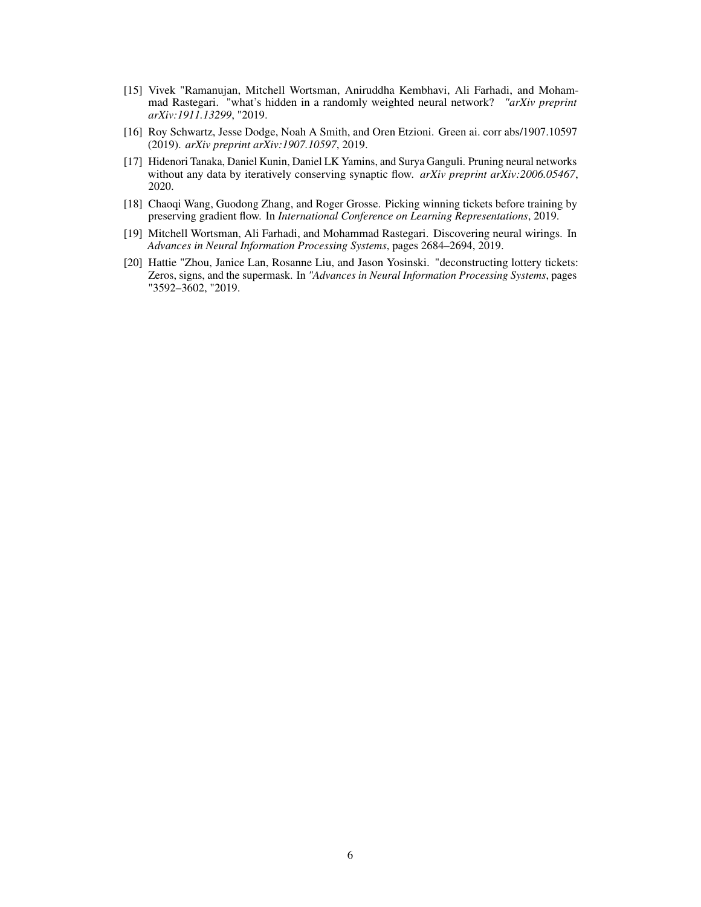[15] Vivek "Ramanujan, Mitchell Wortsman, Aniruddha Kembhavi, Ali Farhadi, and Mohammad Rastegari. "what's hidden in a randomly weighted neural network? *"arXiv preprint arXiv:1911.13299*, "2019.

[16] Roy Schwartz, Jesse Dodge, Noah A Smith, and Oren Etzioni. Green ai. corr abs/1907.10597 (2019). *arXiv preprint arXiv:1907.10597*, 2019.

[17] Hidenori Tanaka, Daniel Kunin, Daniel LK Yamins, and Surya Ganguli. Pruning neural networks without any data by iteratively conserving synaptic flow. *arXiv preprint arXiv:2006.05467*, 2020.

[18] Chaoqi Wang, Guodong Zhang, and Roger Grosse. Picking winning tickets before training by preserving gradient flow. In *International Conference on Learning Representations*, 2019.

[19] Mitchell Wortsman, Ali Farhadi, and Mohammad Rastegari. Discovering neural wirings. In *Advances in Neural Information Processing Systems*, pages 2684–2694, 2019.

[20] Hattie "Zhou, Janice Lan, Rosanne Liu, and Jason Yosinski. "deconstructing lottery tickets: Zeros, signs, and the supermask. In *"Advances in Neural Information Processing Systems*, pages "3592–3602, "2019.